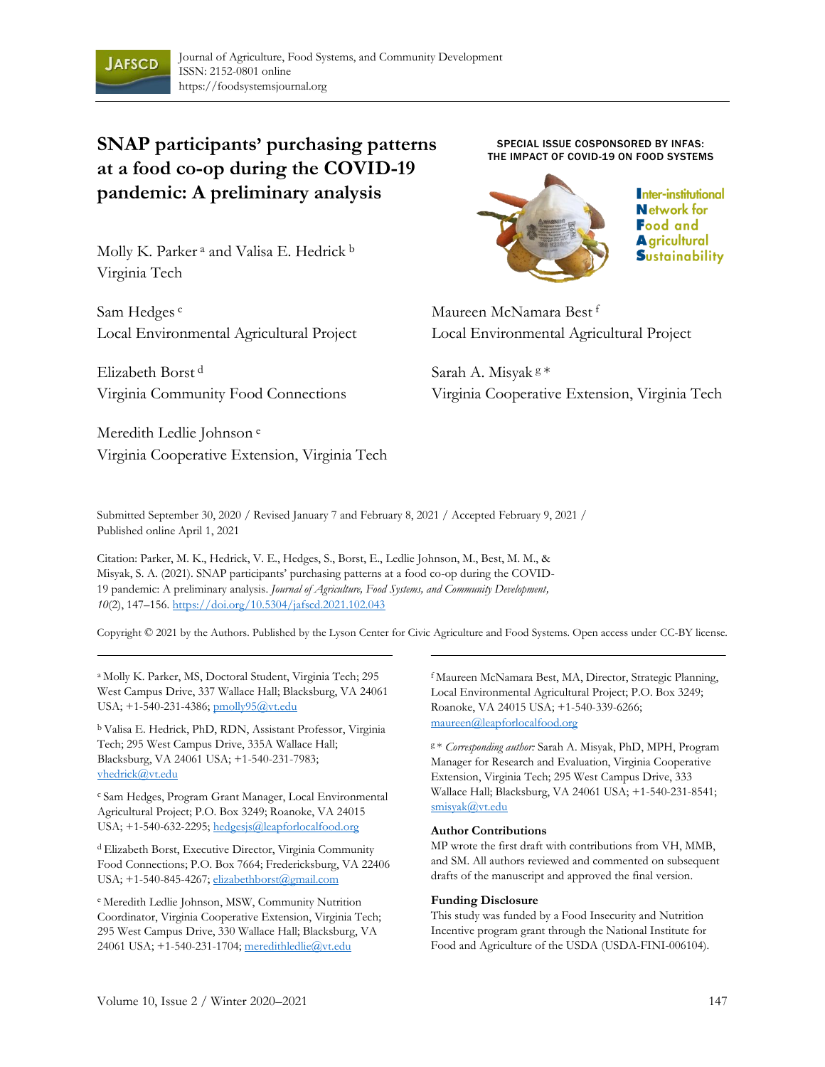Journal of Agriculture, Food Systems, and Community Development
ISSN: 2152-0801 online
https://foodsystemsjournal.org

# SNAP participants' purchasing patterns at a food co-op during the COVID-19 pandemic: A preliminary analysis

SPECIAL ISSUE COSPONSORED BY INFAS: THE IMPACT OF COVID-19 ON FOOD SYSTEMS

Inter-institutional Network for Food and Agricultural Sustainability

Molly K. Parker [a] and Valisa E. Hedrick [b]
Virginia Tech

Sam Hedges [c]
Local Environmental Agricultural Project

Maureen McNamara Best [f]
Local Environmental Agricultural Project

Elizabeth Borst [d]
Virginia Community Food Connections

Sarah A. Misyak [g] *
Virginia Cooperative Extension, Virginia Tech

Meredith Ledlie Johnson [e]
Virginia Cooperative Extension, Virginia Tech

Submitted September 30, 2020 / Revised January 7 and February 8, 2021 / Accepted February 9, 2021 / Published online April 1, 2021

Citation: Parker, M. K., Hedrick, V. E., Hedges, S., Borst, E., Ledlie Johnson, M., Best, M. M., & Misyak, S. A. (2021). SNAP participants' purchasing patterns at a food co-op during the COVID-19 pandemic: A preliminary analysis. *Journal of Agriculture, Food Systems, and Community Development, 10*(2), 147–156. https://doi.org/10.5304/jafscd.2021.102.043

Copyright © 2021 by the Authors. Published by the Lyson Center for Civic Agriculture and Food Systems. Open access under CC-BY license.

---

[a] Molly K. Parker, MS, Doctoral Student, Virginia Tech; 295 West Campus Drive, 337 Wallace Hall; Blacksburg, VA 24061 USA; +1-540-231-4386; pmolly95@vt.edu

[b] Valisa E. Hedrick, PhD, RDN, Assistant Professor, Virginia Tech; 295 West Campus Drive, 335A Wallace Hall; Blacksburg, VA 24061 USA; +1-540-231-7983; vhedrick@vt.edu

[c] Sam Hedges, Program Grant Manager, Local Environmental Agricultural Project; P.O. Box 3249; Roanoke, VA 24015 USA; +1-540-632-2295; hedgesjs@leapforlocalfood.org

[d] Elizabeth Borst, Executive Director, Virginia Community Food Connections; P.O. Box 7664; Fredericksburg, VA 22406 USA; +1-540-845-4267; elizabethborst@gmail.com

[e] Meredith Ledlie Johnson, MSW, Community Nutrition Coordinator, Virginia Cooperative Extension, Virginia Tech; 295 West Campus Drive, 330 Wallace Hall; Blacksburg, VA 24061 USA; +1-540-231-1704; meredithledlie@vt.edu

[f] Maureen McNamara Best, MA, Director, Strategic Planning, Local Environmental Agricultural Project; P.O. Box 3249; Roanoke, VA 24015 USA; +1-540-339-6266; maureen@leapforlocalfood.org

[g] * *Corresponding author:* Sarah A. Misyak, PhD, MPH, Program Manager for Research and Evaluation, Virginia Cooperative Extension, Virginia Tech; 295 West Campus Drive, 333 Wallace Hall; Blacksburg, VA 24061 USA; +1-540-231-8541; smisyak@vt.edu

### Author Contributions

MP wrote the first draft with contributions from VH, MMB, and SM. All authors reviewed and commented on subsequent drafts of the manuscript and approved the final version.

### Funding Disclosure

This study was funded by a Food Insecurity and Nutrition Incentive program grant through the National Institute for Food and Agriculture of the USDA (USDA-FINI-006104).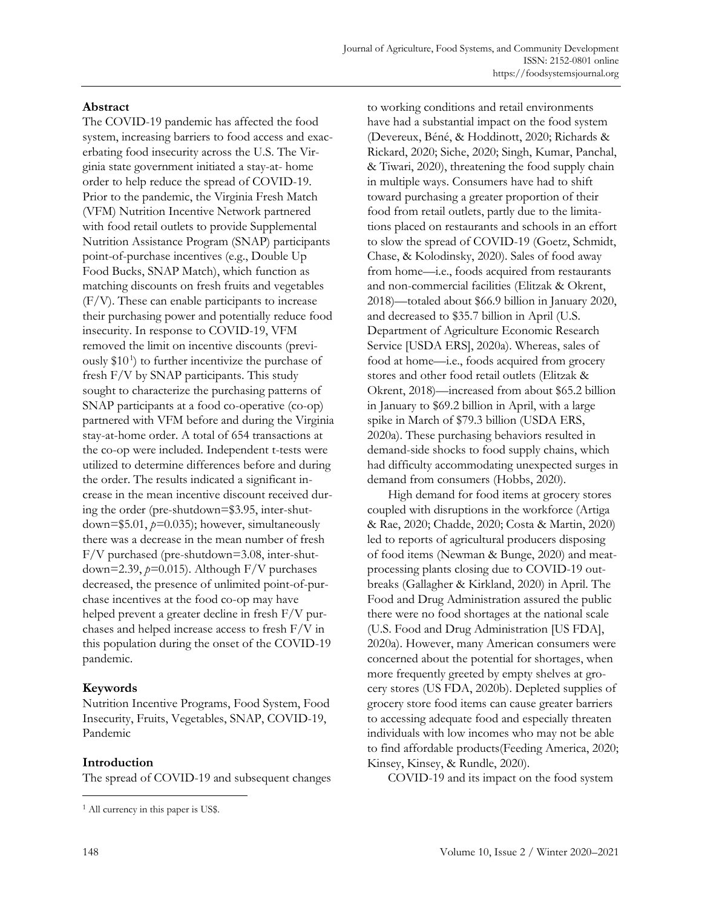## Abstract

The COVID-19 pandemic has affected the food system, increasing barriers to food access and exacerbating food insecurity across the U.S. The Virginia state government initiated a stay-at- home order to help reduce the spread of COVID-19. Prior to the pandemic, the Virginia Fresh Match (VFM) Nutrition Incentive Network partnered with food retail outlets to provide Supplemental Nutrition Assistance Program (SNAP) participants point-of-purchase incentives (e.g., Double Up Food Bucks, SNAP Match), which function as matching discounts on fresh fruits and vegetables (F/V). These can enable participants to increase their purchasing power and potentially reduce food insecurity. In response to COVID-19, VFM removed the limit on incentive discounts (previously $10[1]) to further incentivize the purchase of fresh F/V by SNAP participants. This study sought to characterize the purchasing patterns of SNAP participants at a food co-operative (co-op) partnered with VFM before and during the Virginia stay-at-home order. A total of 654 transactions at the co-op were included. Independent t-tests were utilized to determine differences before and during the order. The results indicated a significant increase in the mean incentive discount received during the order (pre-shutdown=$3.95, inter-shutdown=$5.01, $p$=0.035); however, simultaneously there was a decrease in the mean number of fresh F/V purchased (pre-shutdown=3.08, inter-shutdown=2.39, $p$=0.015). Although F/V purchases decreased, the presence of unlimited point-of-purchase incentives at the food co-op may have helped prevent a greater decline in fresh F/V purchases and helped increase access to fresh F/V in this population during the onset of the COVID-19 pandemic.

## Keywords

Nutrition Incentive Programs, Food System, Food Insecurity, Fruits, Vegetables, SNAP, COVID-19, Pandemic

## Introduction

The spread of COVID-19 and subsequent changes to working conditions and retail environments have had a substantial impact on the food system (Devereux, Béné, & Hoddinott, 2020; Richards & Rickard, 2020; Siche, 2020; Singh, Kumar, Panchal, & Tiwari, 2020), threatening the food supply chain in multiple ways. Consumers have had to shift toward purchasing a greater proportion of their food from retail outlets, partly due to the limitations placed on restaurants and schools in an effort to slow the spread of COVID-19 (Goetz, Schmidt, Chase, & Kolodinsky, 2020). Sales of food away from home—i.e., foods acquired from restaurants and non-commercial facilities (Elitzak & Okrent, 2018)—totaled about $66.9 billion in January 2020, and decreased to $35.7 billion in April (U.S. Department of Agriculture Economic Research Service [USDA ERS], 2020a). Whereas, sales of food at home—i.e., foods acquired from grocery stores and other food retail outlets (Elitzak & Okrent, 2018)—increased from about $65.2 billion in January to $69.2 billion in April, with a large spike in March of $79.3 billion (USDA ERS, 2020a). These purchasing behaviors resulted in demand-side shocks to food supply chains, which had difficulty accommodating unexpected surges in demand from consumers (Hobbs, 2020).

High demand for food items at grocery stores coupled with disruptions in the workforce (Artiga & Rae, 2020; Chadde, 2020; Costa & Martin, 2020) led to reports of agricultural producers disposing of food items (Newman & Bunge, 2020) and meat-processing plants closing due to COVID-19 outbreaks (Gallagher & Kirkland, 2020) in April. The Food and Drug Administration assured the public there were no food shortages at the national scale (U.S. Food and Drug Administration [US FDA], 2020a). However, many American consumers were concerned about the potential for shortages, when more frequently greeted by empty shelves at grocery stores (US FDA, 2020b). Depleted supplies of grocery store food items can cause greater barriers to accessing adequate food and especially threaten individuals with low incomes who may not be able to find affordable products(Feeding America, 2020; Kinsey, Kinsey, & Rundle, 2020).

COVID-19 and its impact on the food system

[1] All currency in this paper is US$.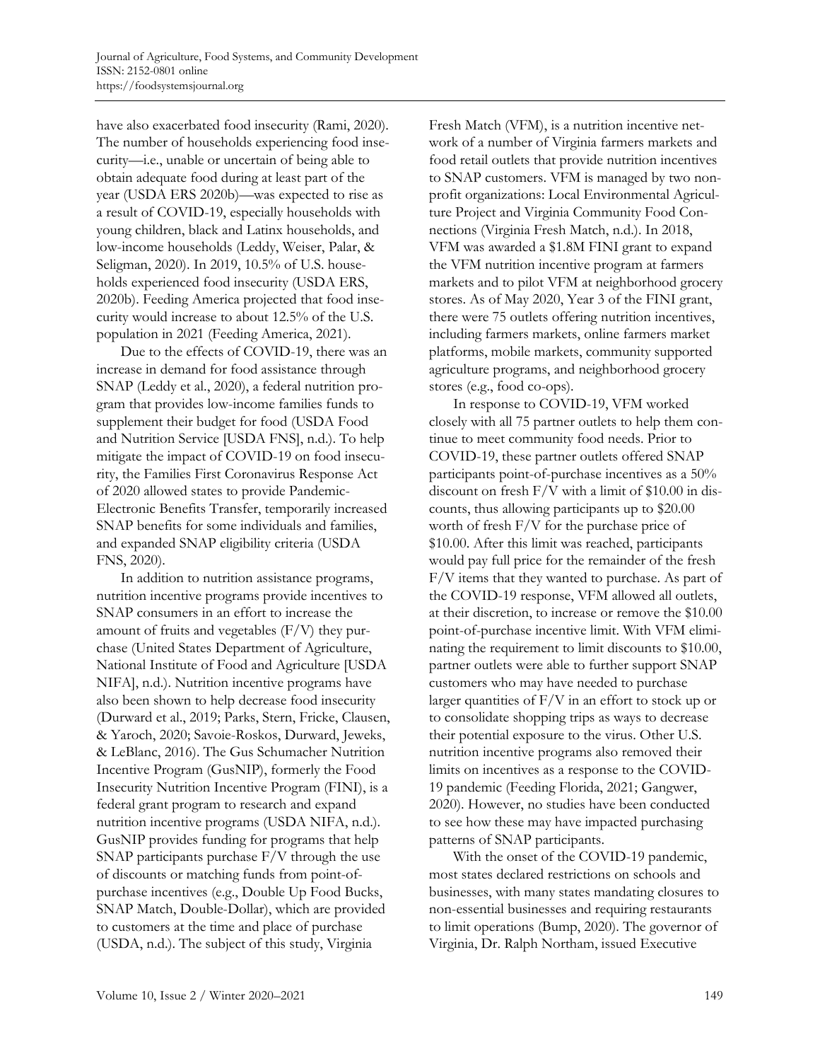have also exacerbated food insecurity (Rami, 2020). The number of households experiencing food insecurity—i.e., unable or uncertain of being able to obtain adequate food during at least part of the year (USDA ERS 2020b)—was expected to rise as a result of COVID-19, especially households with young children, black and Latinx households, and low-income households (Leddy, Weiser, Palar, & Seligman, 2020). In 2019, 10.5% of U.S. households experienced food insecurity (USDA ERS, 2020b). Feeding America projected that food insecurity would increase to about 12.5% of the U.S. population in 2021 (Feeding America, 2021).

Due to the effects of COVID-19, there was an increase in demand for food assistance through SNAP (Leddy et al., 2020), a federal nutrition program that provides low-income families funds to supplement their budget for food (USDA Food and Nutrition Service [USDA FNS], n.d.). To help mitigate the impact of COVID-19 on food insecurity, the Families First Coronavirus Response Act of 2020 allowed states to provide Pandemic-Electronic Benefits Transfer, temporarily increased SNAP benefits for some individuals and families, and expanded SNAP eligibility criteria (USDA FNS, 2020).

In addition to nutrition assistance programs, nutrition incentive programs provide incentives to SNAP consumers in an effort to increase the amount of fruits and vegetables (F/V) they purchase (United States Department of Agriculture, National Institute of Food and Agriculture [USDA NIFA], n.d.). Nutrition incentive programs have also been shown to help decrease food insecurity (Durward et al., 2019; Parks, Stern, Fricke, Clausen, & Yaroch, 2020; Savoie-Roskos, Durward, Jeweks, & LeBlanc, 2016). The Gus Schumacher Nutrition Incentive Program (GusNIP), formerly the Food Insecurity Nutrition Incentive Program (FINI), is a federal grant program to research and expand nutrition incentive programs (USDA NIFA, n.d.). GusNIP provides funding for programs that help SNAP participants purchase F/V through the use of discounts or matching funds from point-of-purchase incentives (e.g., Double Up Food Bucks, SNAP Match, Double-Dollar), which are provided to customers at the time and place of purchase (USDA, n.d.). The subject of this study, Virginia Fresh Match (VFM), is a nutrition incentive network of a number of Virginia farmers markets and food retail outlets that provide nutrition incentives to SNAP customers. VFM is managed by two non-profit organizations: Local Environmental Agriculture Project and Virginia Community Food Connections (Virginia Fresh Match, n.d.). In 2018, VFM was awarded a $1.8M FINI grant to expand the VFM nutrition incentive program at farmers markets and to pilot VFM at neighborhood grocery stores. As of May 2020, Year 3 of the FINI grant, there were 75 outlets offering nutrition incentives, including farmers markets, online farmers market platforms, mobile markets, community supported agriculture programs, and neighborhood grocery stores (e.g., food co-ops).

In response to COVID-19, VFM worked closely with all 75 partner outlets to help them continue to meet community food needs. Prior to COVID-19, these partner outlets offered SNAP participants point-of-purchase incentives as a 50% discount on fresh F/V with a limit of $10.00 in discounts, thus allowing participants up to $20.00 worth of fresh F/V for the purchase price of $10.00. After this limit was reached, participants would pay full price for the remainder of the fresh F/V items that they wanted to purchase. As part of the COVID-19 response, VFM allowed all outlets, at their discretion, to increase or remove the $10.00 point-of-purchase incentive limit. With VFM eliminating the requirement to limit discounts to $10.00, partner outlets were able to further support SNAP customers who may have needed to purchase larger quantities of F/V in an effort to stock up or to consolidate shopping trips as ways to decrease their potential exposure to the virus. Other U.S. nutrition incentive programs also removed their limits on incentives as a response to the COVID-19 pandemic (Feeding Florida, 2021; Gangwer, 2020). However, no studies have been conducted to see how these may have impacted purchasing patterns of SNAP participants.

With the onset of the COVID-19 pandemic, most states declared restrictions on schools and businesses, with many states mandating closures to non-essential businesses and requiring restaurants to limit operations (Bump, 2020). The governor of Virginia, Dr. Ralph Northam, issued Executive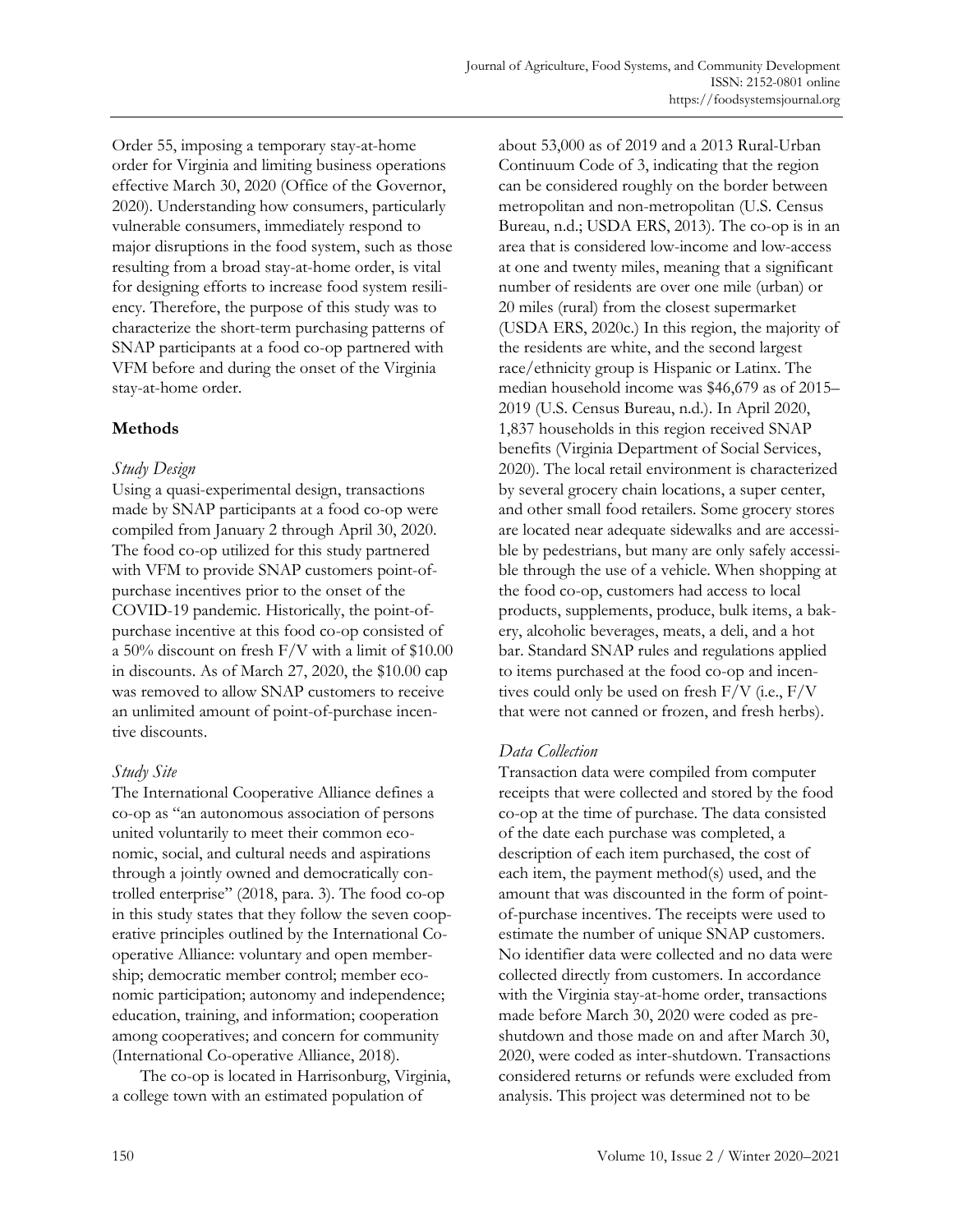Order 55, imposing a temporary stay-at-home order for Virginia and limiting business operations effective March 30, 2020 (Office of the Governor, 2020). Understanding how consumers, particularly vulnerable consumers, immediately respond to major disruptions in the food system, such as those resulting from a broad stay-at-home order, is vital for designing efforts to increase food system resiliency. Therefore, the purpose of this study was to characterize the short-term purchasing patterns of SNAP participants at a food co-op partnered with VFM before and during the onset of the Virginia stay-at-home order.

## Methods

### *Study Design*

Using a quasi-experimental design, transactions made by SNAP participants at a food co-op were compiled from January 2 through April 30, 2020. The food co-op utilized for this study partnered with VFM to provide SNAP customers point-of-purchase incentives prior to the onset of the COVID-19 pandemic. Historically, the point-of-purchase incentive at this food co-op consisted of a 50% discount on fresh F/V with a limit of $10.00 in discounts. As of March 27, 2020, the $10.00 cap was removed to allow SNAP customers to receive an unlimited amount of point-of-purchase incentive discounts.

### *Study Site*

The International Cooperative Alliance defines a co-op as "an autonomous association of persons united voluntarily to meet their common economic, social, and cultural needs and aspirations through a jointly owned and democratically controlled enterprise" (2018, para. 3). The food co-op in this study states that they follow the seven cooperative principles outlined by the International Co-operative Alliance: voluntary and open membership; democratic member control; member economic participation; autonomy and independence; education, training, and information; cooperation among cooperatives; and concern for community (International Co-operative Alliance, 2018).

The co-op is located in Harrisonburg, Virginia, a college town with an estimated population of about 53,000 as of 2019 and a 2013 Rural-Urban Continuum Code of 3, indicating that the region can be considered roughly on the border between metropolitan and non-metropolitan (U.S. Census Bureau, n.d.; USDA ERS, 2013). The co-op is in an area that is considered low-income and low-access at one and twenty miles, meaning that a significant number of residents are over one mile (urban) or 20 miles (rural) from the closest supermarket (USDA ERS, 2020c.) In this region, the majority of the residents are white, and the second largest race/ethnicity group is Hispanic or Latinx. The median household income was $46,679 as of 2015–2019 (U.S. Census Bureau, n.d.). In April 2020, 1,837 households in this region received SNAP benefits (Virginia Department of Social Services, 2020). The local retail environment is characterized by several grocery chain locations, a super center, and other small food retailers. Some grocery stores are located near adequate sidewalks and are accessible by pedestrians, but many are only safely accessible through the use of a vehicle. When shopping at the food co-op, customers had access to local products, supplements, produce, bulk items, a bakery, alcoholic beverages, meats, a deli, and a hot bar. Standard SNAP rules and regulations applied to items purchased at the food co-op and incentives could only be used on fresh F/V (i.e., F/V that were not canned or frozen, and fresh herbs).

### *Data Collection*

Transaction data were compiled from computer receipts that were collected and stored by the food co-op at the time of purchase. The data consisted of the date each purchase was completed, a description of each item purchased, the cost of each item, the payment method(s) used, and the amount that was discounted in the form of point-of-purchase incentives. The receipts were used to estimate the number of unique SNAP customers. No identifier data were collected and no data were collected directly from customers. In accordance with the Virginia stay-at-home order, transactions made before March 30, 2020 were coded as pre-shutdown and those made on and after March 30, 2020, were coded as inter-shutdown. Transactions considered returns or refunds were excluded from analysis. This project was determined not to be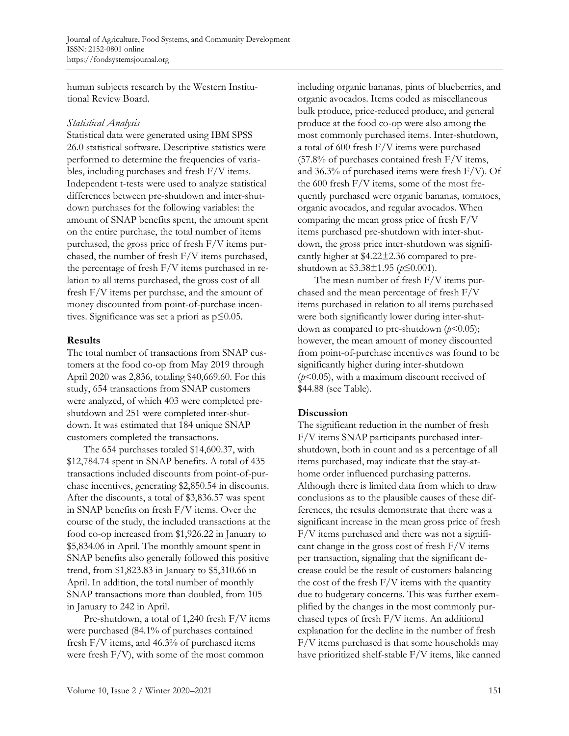human subjects research by the Western Institutional Review Board.

### *Statistical Analysis*

Statistical data were generated using IBM SPSS 26.0 statistical software. Descriptive statistics were performed to determine the frequencies of variables, including purchases and fresh F/V items. Independent t-tests were used to analyze statistical differences between pre-shutdown and inter-shutdown purchases for the following variables: the amount of SNAP benefits spent, the amount spent on the entire purchase, the total number of items purchased, the gross price of fresh F/V items purchased, the number of fresh F/V items purchased, the percentage of fresh F/V items purchased in relation to all items purchased, the gross cost of all fresh F/V items per purchase, and the amount of money discounted from point-of-purchase incentives. Significance was set a priori as $p \leq 0.05$.

## Results

The total number of transactions from SNAP customers at the food co-op from May 2019 through April 2020 was 2,836, totaling $40,669.60. For this study, 654 transactions from SNAP customers were analyzed, of which 403 were completed pre-shutdown and 251 were completed inter-shutdown. It was estimated that 184 unique SNAP customers completed the transactions.

The 654 purchases totaled $14,600.37, with $12,784.74 spent in SNAP benefits. A total of 435 transactions included discounts from point-of-purchase incentives, generating $2,850.54 in discounts. After the discounts, a total of $3,836.57 was spent in SNAP benefits on fresh F/V items. Over the course of the study, the included transactions at the food co-op increased from $1,926.22 in January to $5,834.06 in April. The monthly amount spent in SNAP benefits also generally followed this positive trend, from $1,823.83 in January to $5,310.66 in April. In addition, the total number of monthly SNAP transactions more than doubled, from 105 in January to 242 in April.

Pre-shutdown, a total of 1,240 fresh F/V items were purchased (84.1% of purchases contained fresh F/V items, and 46.3% of purchased items were fresh F/V), with some of the most common including organic bananas, pints of blueberries, and organic avocados. Items coded as miscellaneous bulk produce, price-reduced produce, and general produce at the food co-op were also among the most commonly purchased items. Inter-shutdown, a total of 600 fresh F/V items were purchased (57.8% of purchases contained fresh F/V items, and 36.3% of purchased items were fresh F/V). Of the 600 fresh F/V items, some of the most frequently purchased were organic bananas, tomatoes, organic avocados, and regular avocados. When comparing the mean gross price of fresh F/V items purchased pre-shutdown with inter-shutdown, the gross price inter-shutdown was significantly higher at $4.22±2.36 compared to pre-shutdown at $3.38±1.95 ($p \leq 0.001$).

The mean number of fresh F/V items purchased and the mean percentage of fresh F/V items purchased in relation to all items purchased were both significantly lower during inter-shutdown as compared to pre-shutdown ($p < 0.05$); however, the mean amount of money discounted from point-of-purchase incentives was found to be significantly higher during inter-shutdown ($p < 0.05$), with a maximum discount received of $44.88 (see Table).

## Discussion

The significant reduction in the number of fresh F/V items SNAP participants purchased inter-shutdown, both in count and as a percentage of all items purchased, may indicate that the stay-at-home order influenced purchasing patterns. Although there is limited data from which to draw conclusions as to the plausible causes of these differences, the results demonstrate that there was a significant increase in the mean gross price of fresh F/V items purchased and there was not a significant change in the gross cost of fresh F/V items per transaction, signaling that the significant decrease could be the result of customers balancing the cost of the fresh F/V items with the quantity due to budgetary concerns. This was further exemplified by the changes in the most commonly purchased types of fresh F/V items. An additional explanation for the decline in the number of fresh F/V items purchased is that some households may have prioritized shelf-stable F/V items, like canned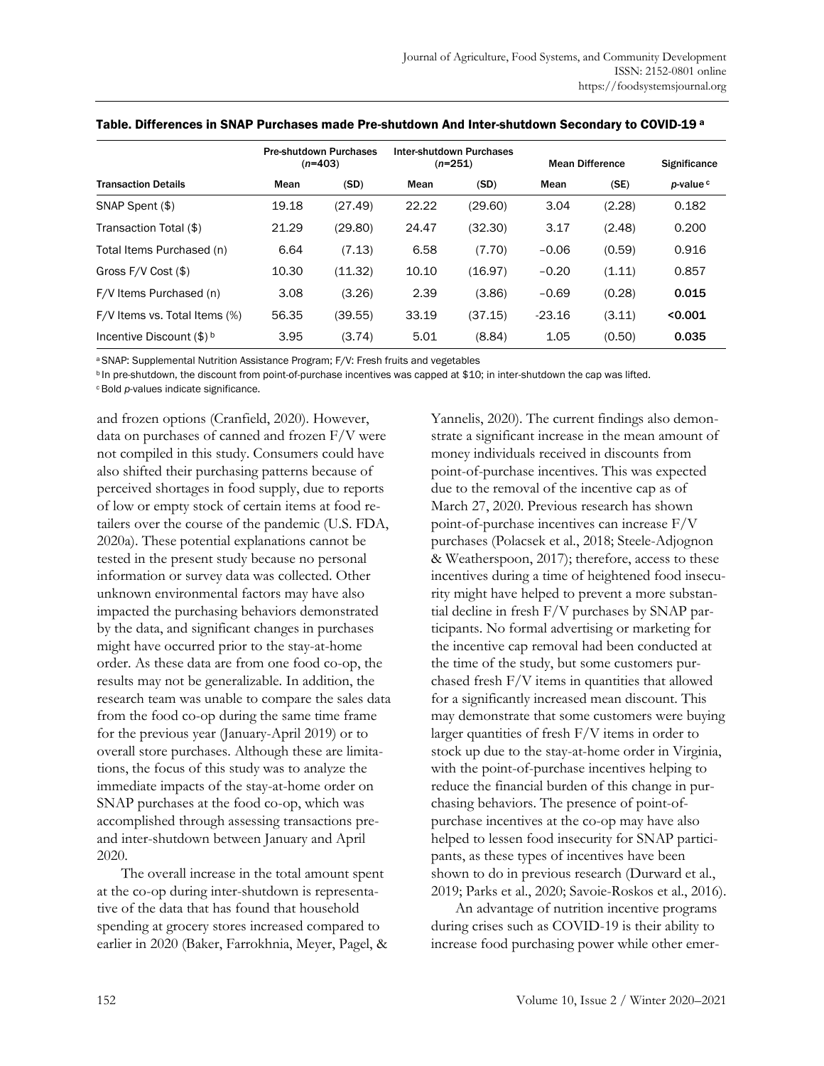**Table. Differences in SNAP Purchases made Pre-shutdown And Inter-shutdown Secondary to COVID-19 [a]**

| | Pre-shutdown Purchases (*n*=403) | | Inter-shutdown Purchases (*n*=251) | | Mean Difference | | Significance |
|---|---|---|---|---|---|---|---|
| **Transaction Details** | **Mean** | **(SD)** | **Mean** | **(SD)** | **Mean** | **(SE)** | ***p*-value [c]** |
| SNAP Spent ($) | 19.18 | (27.49) | 22.22 | (29.60) | 3.04 | (2.28) | 0.182 |
| Transaction Total ($) | 21.29 | (29.80) | 24.47 | (32.30) | 3.17 | (2.48) | 0.200 |
| Total Items Purchased (n) | 6.64 | (7.13) | 6.58 | (7.70) | −0.06 | (0.59) | 0.916 |
| Gross F/V Cost ($) | 10.30 | (11.32) | 10.10 | (16.97) | −0.20 | (1.11) | 0.857 |
| F/V Items Purchased (n) | 3.08 | (3.26) | 2.39 | (3.86) | −0.69 | (0.28) | **0.015** |
| F/V Items vs. Total Items (%) | 56.35 | (39.55) | 33.19 | (37.15) | -23.16 | (3.11) | **<0.001** |
| Incentive Discount ($) [b] | 3.95 | (3.74) | 5.01 | (8.84) | 1.05 | (0.50) | **0.035** |

[a] SNAP: Supplemental Nutrition Assistance Program; F/V: Fresh fruits and vegetables

[b] In pre-shutdown, the discount from point-of-purchase incentives was capped at $10; in inter-shutdown the cap was lifted.

[c] Bold *p*-values indicate significance.

and frozen options (Cranfield, 2020). However, data on purchases of canned and frozen F/V were not compiled in this study. Consumers could have also shifted their purchasing patterns because of perceived shortages in food supply, due to reports of low or empty stock of certain items at food retailers over the course of the pandemic (U.S. FDA, 2020a). These potential explanations cannot be tested in the present study because no personal information or survey data was collected. Other unknown environmental factors may have also impacted the purchasing behaviors demonstrated by the data, and significant changes in purchases might have occurred prior to the stay-at-home order. As these data are from one food co-op, the results may not be generalizable. In addition, the research team was unable to compare the sales data from the food co-op during the same time frame for the previous year (January-April 2019) or to overall store purchases. Although these are limitations, the focus of this study was to analyze the immediate impacts of the stay-at-home order on SNAP purchases at the food co-op, which was accomplished through assessing transactions pre- and inter-shutdown between January and April 2020.

The overall increase in the total amount spent at the co-op during inter-shutdown is representative of the data that has found that household spending at grocery stores increased compared to earlier in 2020 (Baker, Farrokhnia, Meyer, Pagel, & Yannelis, 2020). The current findings also demonstrate a significant increase in the mean amount of money individuals received in discounts from point-of-purchase incentives. This was expected due to the removal of the incentive cap as of March 27, 2020. Previous research has shown point-of-purchase incentives can increase F/V purchases (Polacsek et al., 2018; Steele-Adjognon & Weatherspoon, 2017); therefore, access to these incentives during a time of heightened food insecurity might have helped to prevent a more substantial decline in fresh F/V purchases by SNAP participants. No formal advertising or marketing for the incentive cap removal had been conducted at the time of the study, but some customers purchased fresh F/V items in quantities that allowed for a significantly increased mean discount. This may demonstrate that some customers were buying larger quantities of fresh F/V items in order to stock up due to the stay-at-home order in Virginia, with the point-of-purchase incentives helping to reduce the financial burden of this change in purchasing behaviors. The presence of point-of-purchase incentives at the co-op may have also helped to lessen food insecurity for SNAP participants, as these types of incentives have been shown to do in previous research (Durward et al., 2019; Parks et al., 2020; Savoie-Roskos et al., 2016).

An advantage of nutrition incentive programs during crises such as COVID-19 is their ability to increase food purchasing power while other emer-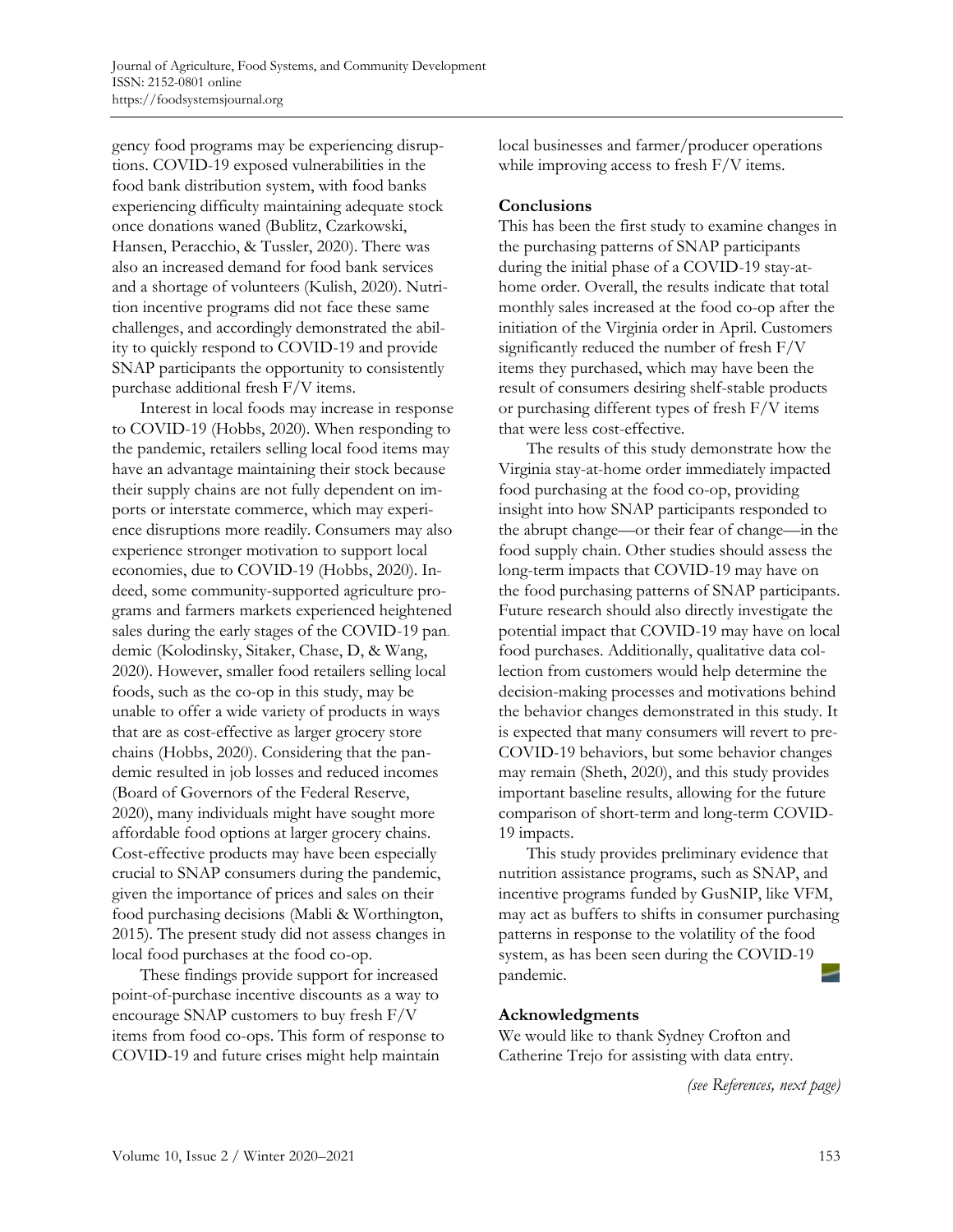gency food programs may be experiencing disruptions. COVID-19 exposed vulnerabilities in the food bank distribution system, with food banks experiencing difficulty maintaining adequate stock once donations waned (Bublitz, Czarkowski, Hansen, Peracchio, & Tussler, 2020). There was also an increased demand for food bank services and a shortage of volunteers (Kulish, 2020). Nutrition incentive programs did not face these same challenges, and accordingly demonstrated the ability to quickly respond to COVID-19 and provide SNAP participants the opportunity to consistently purchase additional fresh F/V items.

Interest in local foods may increase in response to COVID-19 (Hobbs, 2020). When responding to the pandemic, retailers selling local food items may have an advantage maintaining their stock because their supply chains are not fully dependent on imports or interstate commerce, which may experience disruptions more readily. Consumers may also experience stronger motivation to support local economies, due to COVID-19 (Hobbs, 2020). Indeed, some community-supported agriculture programs and farmers markets experienced heightened sales during the early stages of the COVID-19 pandemic (Kolodinsky, Sitaker, Chase, D, & Wang, 2020). However, smaller food retailers selling local foods, such as the co-op in this study, may be unable to offer a wide variety of products in ways that are as cost-effective as larger grocery store chains (Hobbs, 2020). Considering that the pandemic resulted in job losses and reduced incomes (Board of Governors of the Federal Reserve, 2020), many individuals might have sought more affordable food options at larger grocery chains. Cost-effective products may have been especially crucial to SNAP consumers during the pandemic, given the importance of prices and sales on their food purchasing decisions (Mabli & Worthington, 2015). The present study did not assess changes in local food purchases at the food co-op.

These findings provide support for increased point-of-purchase incentive discounts as a way to encourage SNAP customers to buy fresh F/V items from food co-ops. This form of response to COVID-19 and future crises might help maintain local businesses and farmer/producer operations while improving access to fresh F/V items.

## Conclusions

This has been the first study to examine changes in the purchasing patterns of SNAP participants during the initial phase of a COVID-19 stay-at-home order. Overall, the results indicate that total monthly sales increased at the food co-op after the initiation of the Virginia order in April. Customers significantly reduced the number of fresh F/V items they purchased, which may have been the result of consumers desiring shelf-stable products or purchasing different types of fresh F/V items that were less cost-effective.

The results of this study demonstrate how the Virginia stay-at-home order immediately impacted food purchasing at the food co-op, providing insight into how SNAP participants responded to the abrupt change—or their fear of change—in the food supply chain. Other studies should assess the long-term impacts that COVID-19 may have on the food purchasing patterns of SNAP participants. Future research should also directly investigate the potential impact that COVID-19 may have on local food purchases. Additionally, qualitative data collection from customers would help determine the decision-making processes and motivations behind the behavior changes demonstrated in this study. It is expected that many consumers will revert to pre-COVID-19 behaviors, but some behavior changes may remain (Sheth, 2020), and this study provides important baseline results, allowing for the future comparison of short-term and long-term COVID-19 impacts.

This study provides preliminary evidence that nutrition assistance programs, such as SNAP, and incentive programs funded by GusNIP, like VFM, may act as buffers to shifts in consumer purchasing patterns in response to the volatility of the food system, as has been seen during the COVID-19 pandemic.

## Acknowledgments

We would like to thank Sydney Crofton and Catherine Trejo for assisting with data entry.

*(see References, next page)*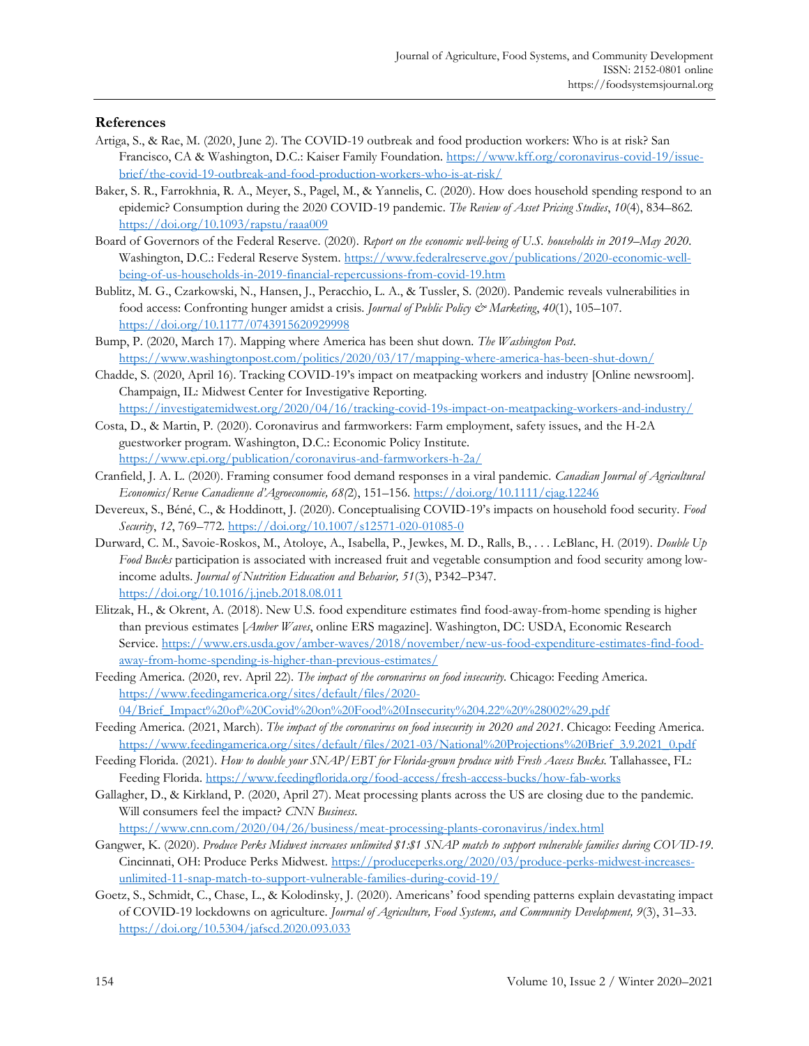## References

Artiga, S., & Rae, M. (2020, June 2). The COVID-19 outbreak and food production workers: Who is at risk? San Francisco, CA & Washington, D.C.: Kaiser Family Foundation. https://www.kff.org/coronavirus-covid-19/issue-brief/the-covid-19-outbreak-and-food-production-workers-who-is-at-risk/

Baker, S. R., Farrokhnia, R. A., Meyer, S., Pagel, M., & Yannelis, C. (2020). How does household spending respond to an epidemic? Consumption during the 2020 COVID-19 pandemic. *The Review of Asset Pricing Studies*, *10*(4), 834–862. https://doi.org/10.1093/rapstu/raaa009

Board of Governors of the Federal Reserve. (2020). *Report on the economic well-being of U.S. households in 2019–May 2020*. Washington, D.C.: Federal Reserve System. https://www.federalreserve.gov/publications/2020-economic-well-being-of-us-households-in-2019-financial-repercussions-from-covid-19.htm

Bublitz, M. G., Czarkowski, N., Hansen, J., Peracchio, L. A., & Tussler, S. (2020). Pandemic reveals vulnerabilities in food access: Confronting hunger amidst a crisis. *Journal of Public Policy & Marketing*, *40*(1), 105–107. https://doi.org/10.1177/0743915620929998

Bump, P. (2020, March 17). Mapping where America has been shut down. *The Washington Post*. https://www.washingtonpost.com/politics/2020/03/17/mapping-where-america-has-been-shut-down/

Chadde, S. (2020, April 16). Tracking COVID-19's impact on meatpacking workers and industry [Online newsroom]. Champaign, IL: Midwest Center for Investigative Reporting. https://investigatemidwest.org/2020/04/16/tracking-covid-19s-impact-on-meatpacking-workers-and-industry/

Costa, D., & Martin, P. (2020). Coronavirus and farmworkers: Farm employment, safety issues, and the H-2A guestworker program. Washington, D.C.: Economic Policy Institute. https://www.epi.org/publication/coronavirus-and-farmworkers-h-2a/

Cranfield, J. A. L. (2020). Framing consumer food demand responses in a viral pandemic. *Canadian Journal of Agricultural Economics/Revue Canadienne d'Agroeconomie, 68*(2), 151–156. https://doi.org/10.1111/cjag.12246

Devereux, S., Béné, C., & Hoddinott, J. (2020). Conceptualising COVID-19's impacts on household food security. *Food Security*, *12*, 769–772. https://doi.org/10.1007/s12571-020-01085-0

Durward, C. M., Savoie-Roskos, M., Atoloye, A., Isabella, P., Jewkes, M. D., Ralls, B., . . . LeBlanc, H. (2019). *Double Up Food Bucks* participation is associated with increased fruit and vegetable consumption and food security among low-income adults. *Journal of Nutrition Education and Behavior, 51*(3), P342–P347. https://doi.org/10.1016/j.jneb.2018.08.011

Elitzak, H., & Okrent, A. (2018). New U.S. food expenditure estimates find food-away-from-home spending is higher than previous estimates [*Amber Waves*, online ERS magazine]. Washington, DC: USDA, Economic Research Service. https://www.ers.usda.gov/amber-waves/2018/november/new-us-food-expenditure-estimates-find-food-away-from-home-spending-is-higher-than-previous-estimates/

Feeding America. (2020, rev. April 22). *The impact of the coronavirus on food insecurity*. Chicago: Feeding America. https://www.feedingamerica.org/sites/default/files/2020-04/Brief_Impact%20of%20Covid%20on%20Food%20Insecurity%204.22%20%28002%29.pdf

Feeding America. (2021, March). *The impact of the coronavirus on food insecurity in 2020 and 2021*. Chicago: Feeding America. https://www.feedingamerica.org/sites/default/files/2021-03/National%20Projections%20Brief_3.9.2021_0.pdf

Feeding Florida. (2021). *How to double your SNAP/EBT for Florida-grown produce with Fresh Access Bucks*. Tallahassee, FL: Feeding Florida. https://www.feedingflorida.org/food-access/fresh-access-bucks/how-fab-works

Gallagher, D., & Kirkland, P. (2020, April 27). Meat processing plants across the US are closing due to the pandemic. Will consumers feel the impact? *CNN Business*. https://www.cnn.com/2020/04/26/business/meat-processing-plants-coronavirus/index.html

Gangwer, K. (2020). *Produce Perks Midwest increases unlimited $1:$1 SNAP match to support vulnerable families during COVID-19*. Cincinnati, OH: Produce Perks Midwest. https://produceperks.org/2020/03/produce-perks-midwest-increases-unlimited-11-snap-match-to-support-vulnerable-families-during-covid-19/

Goetz, S., Schmidt, C., Chase, L., & Kolodinsky, J. (2020). Americans' food spending patterns explain devastating impact of COVID-19 lockdowns on agriculture. *Journal of Agriculture, Food Systems, and Community Development, 9*(3), 31–33. https://doi.org/10.5304/jafscd.2020.093.033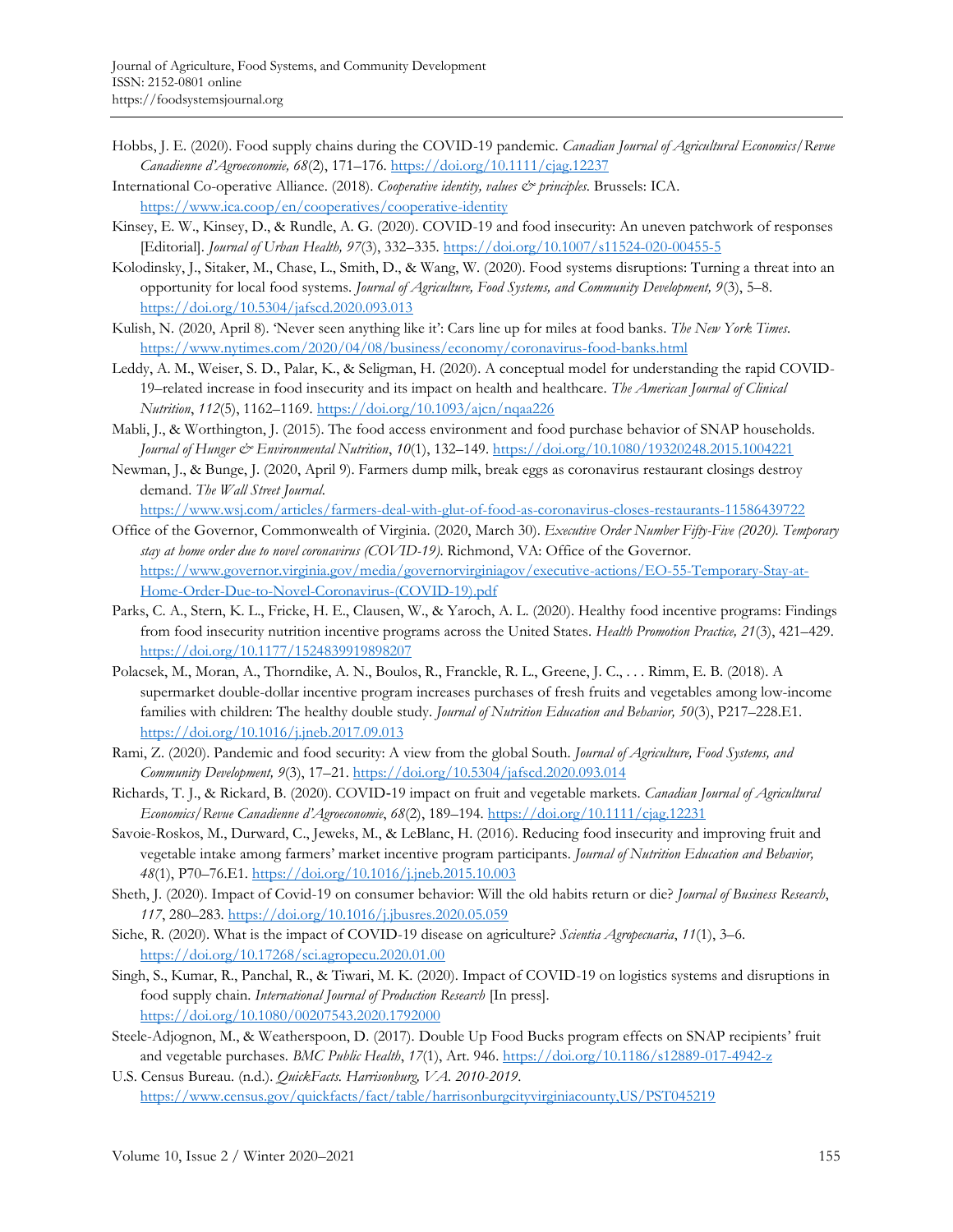Hobbs, J. E. (2020). Food supply chains during the COVID-19 pandemic. *Canadian Journal of Agricultural Economics/Revue Canadienne d'Agroeconomie, 68*(2), 171–176. https://doi.org/10.1111/cjag.12237

International Co-operative Alliance. (2018). *Cooperative identity, values & principles*. Brussels: ICA. https://www.ica.coop/en/cooperatives/cooperative-identity

Kinsey, E. W., Kinsey, D., & Rundle, A. G. (2020). COVID-19 and food insecurity: An uneven patchwork of responses [Editorial]. *Journal of Urban Health, 97*(3), 332–335. https://doi.org/10.1007/s11524-020-00455-5

Kolodinsky, J., Sitaker, M., Chase, L., Smith, D., & Wang, W. (2020). Food systems disruptions: Turning a threat into an opportunity for local food systems. *Journal of Agriculture, Food Systems, and Community Development, 9*(3), 5–8. https://doi.org/10.5304/jafscd.2020.093.013

Kulish, N. (2020, April 8). 'Never seen anything like it': Cars line up for miles at food banks. *The New York Times*. https://www.nytimes.com/2020/04/08/business/economy/coronavirus-food-banks.html

Leddy, A. M., Weiser, S. D., Palar, K., & Seligman, H. (2020). A conceptual model for understanding the rapid COVID-19–related increase in food insecurity and its impact on health and healthcare. *The American Journal of Clinical Nutrition*, *112*(5), 1162–1169. https://doi.org/10.1093/ajcn/nqaa226

Mabli, J., & Worthington, J. (2015). The food access environment and food purchase behavior of SNAP households. *Journal of Hunger & Environmental Nutrition*, *10*(1), 132–149. https://doi.org/10.1080/19320248.2015.1004221

Newman, J., & Bunge, J. (2020, April 9). Farmers dump milk, break eggs as coronavirus restaurant closings destroy demand. *The Wall Street Journal*. https://www.wsj.com/articles/farmers-deal-with-glut-of-food-as-coronavirus-closes-restaurants-11586439722

Office of the Governor, Commonwealth of Virginia. (2020, March 30). *Executive Order Number Fifty-Five (2020). Temporary stay at home order due to novel coronavirus (COVID-19)*. Richmond, VA: Office of the Governor. https://www.governor.virginia.gov/media/governorvirginiagov/executive-actions/EO-55-Temporary-Stay-at-Home-Order-Due-to-Novel-Coronavirus-(COVID-19).pdf

Parks, C. A., Stern, K. L., Fricke, H. E., Clausen, W., & Yaroch, A. L. (2020). Healthy food incentive programs: Findings from food insecurity nutrition incentive programs across the United States. *Health Promotion Practice, 21*(3), 421–429. https://doi.org/10.1177/1524839919898207

Polacsek, M., Moran, A., Thorndike, A. N., Boulos, R., Franckle, R. L., Greene, J. C., . . . Rimm, E. B. (2018). A supermarket double-dollar incentive program increases purchases of fresh fruits and vegetables among low-income families with children: The healthy double study. *Journal of Nutrition Education and Behavior, 50*(3), P217–228.E1. https://doi.org/10.1016/j.jneb.2017.09.013

Rami, Z. (2020). Pandemic and food security: A view from the global South. *Journal of Agriculture, Food Systems, and Community Development, 9*(3), 17–21. https://doi.org/10.5304/jafscd.2020.093.014

Richards, T. J., & Rickard, B. (2020). COVID-19 impact on fruit and vegetable markets. *Canadian Journal of Agricultural Economics/Revue Canadienne d'Agroeconomie*, *68*(2), 189–194. https://doi.org/10.1111/cjag.12231

Savoie-Roskos, M., Durward, C., Jeweks, M., & LeBlanc, H. (2016). Reducing food insecurity and improving fruit and vegetable intake among farmers' market incentive program participants. *Journal of Nutrition Education and Behavior, 48*(1), P70–76.E1. https://doi.org/10.1016/j.jneb.2015.10.003

Sheth, J. (2020). Impact of Covid-19 on consumer behavior: Will the old habits return or die? *Journal of Business Research*, *117*, 280–283. https://doi.org/10.1016/j.jbusres.2020.05.059

Siche, R. (2020). What is the impact of COVID-19 disease on agriculture? *Scientia Agropecuaria*, *11*(1), 3–6. https://doi.org/10.17268/sci.agropecu.2020.01.00

Singh, S., Kumar, R., Panchal, R., & Tiwari, M. K. (2020). Impact of COVID-19 on logistics systems and disruptions in food supply chain. *International Journal of Production Research* [In press]. https://doi.org/10.1080/00207543.2020.1792000

Steele-Adjognon, M., & Weatherspoon, D. (2017). Double Up Food Bucks program effects on SNAP recipients' fruit and vegetable purchases. *BMC Public Health*, *17*(1), Art. 946. https://doi.org/10.1186/s12889-017-4942-z

U.S. Census Bureau. (n.d.). *QuickFacts. Harrisonburg, VA. 2010-2019*. https://www.census.gov/quickfacts/fact/table/harrisonburgcityvirginiacounty,US/PST045219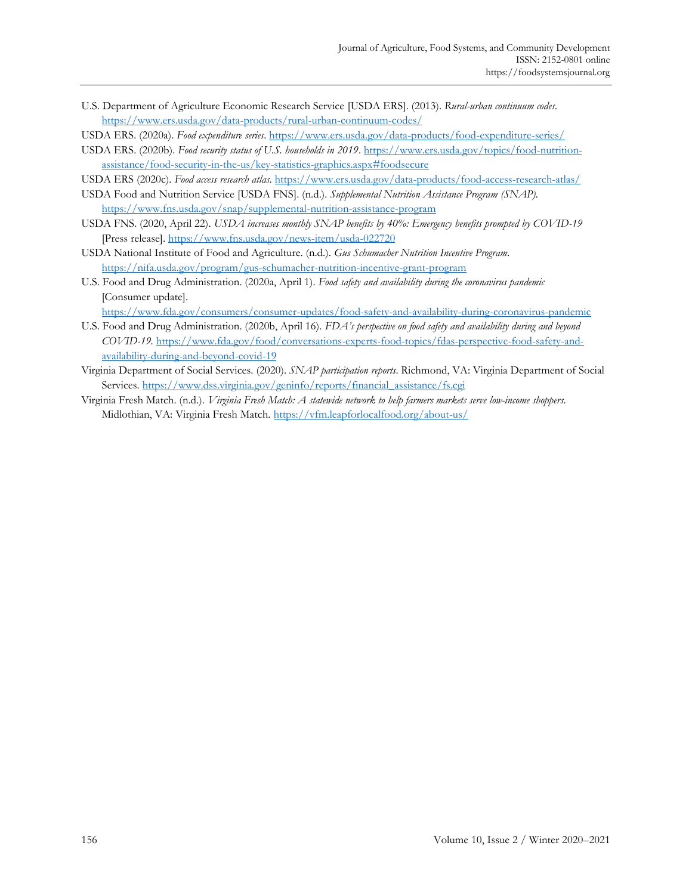U.S. Department of Agriculture Economic Research Service [USDA ERS]. (2013). *Rural-urban continuum codes.* https://www.ers.usda.gov/data-products/rural-urban-continuum-codes/

USDA ERS. (2020a). *Food expenditure series*. https://www.ers.usda.gov/data-products/food-expenditure-series/

USDA ERS. (2020b). *Food security status of U.S. households in 2019*. https://www.ers.usda.gov/topics/food-nutrition-assistance/food-security-in-the-us/key-statistics-graphics.aspx#foodsecure

USDA ERS (2020c). *Food access research atlas*. https://www.ers.usda.gov/data-products/food-access-research-atlas/

USDA Food and Nutrition Service [USDA FNS]. (n.d.). *Supplemental Nutrition Assistance Program (SNAP).* https://www.fns.usda.gov/snap/supplemental-nutrition-assistance-program

USDA FNS. (2020, April 22). *USDA increases monthly SNAP benefits by 40%: Emergency benefits prompted by COVID-19* [Press release]. https://www.fns.usda.gov/news-item/usda-022720

USDA National Institute of Food and Agriculture. (n.d.). *Gus Schumacher Nutrition Incentive Program*. https://nifa.usda.gov/program/gus-schumacher-nutrition-incentive-grant-program

U.S. Food and Drug Administration. (2020a, April 1). *Food safety and availability during the coronavirus pandemic* [Consumer update]. https://www.fda.gov/consumers/consumer-updates/food-safety-and-availability-during-coronavirus-pandemic

U.S. Food and Drug Administration. (2020b, April 16). *FDA's perspective on food safety and availability during and beyond COVID-19.* https://www.fda.gov/food/conversations-experts-food-topics/fdas-perspective-food-safety-and-availability-during-and-beyond-covid-19

Virginia Department of Social Services. (2020). *SNAP participation reports*. Richmond, VA: Virginia Department of Social Services. https://www.dss.virginia.gov/geninfo/reports/financial_assistance/fs.cgi

Virginia Fresh Match. (n.d.). *Virginia Fresh Match: A statewide network to help farmers markets serve low-income shoppers*. Midlothian, VA: Virginia Fresh Match. https://vfm.leapforlocalfood.org/about-us/